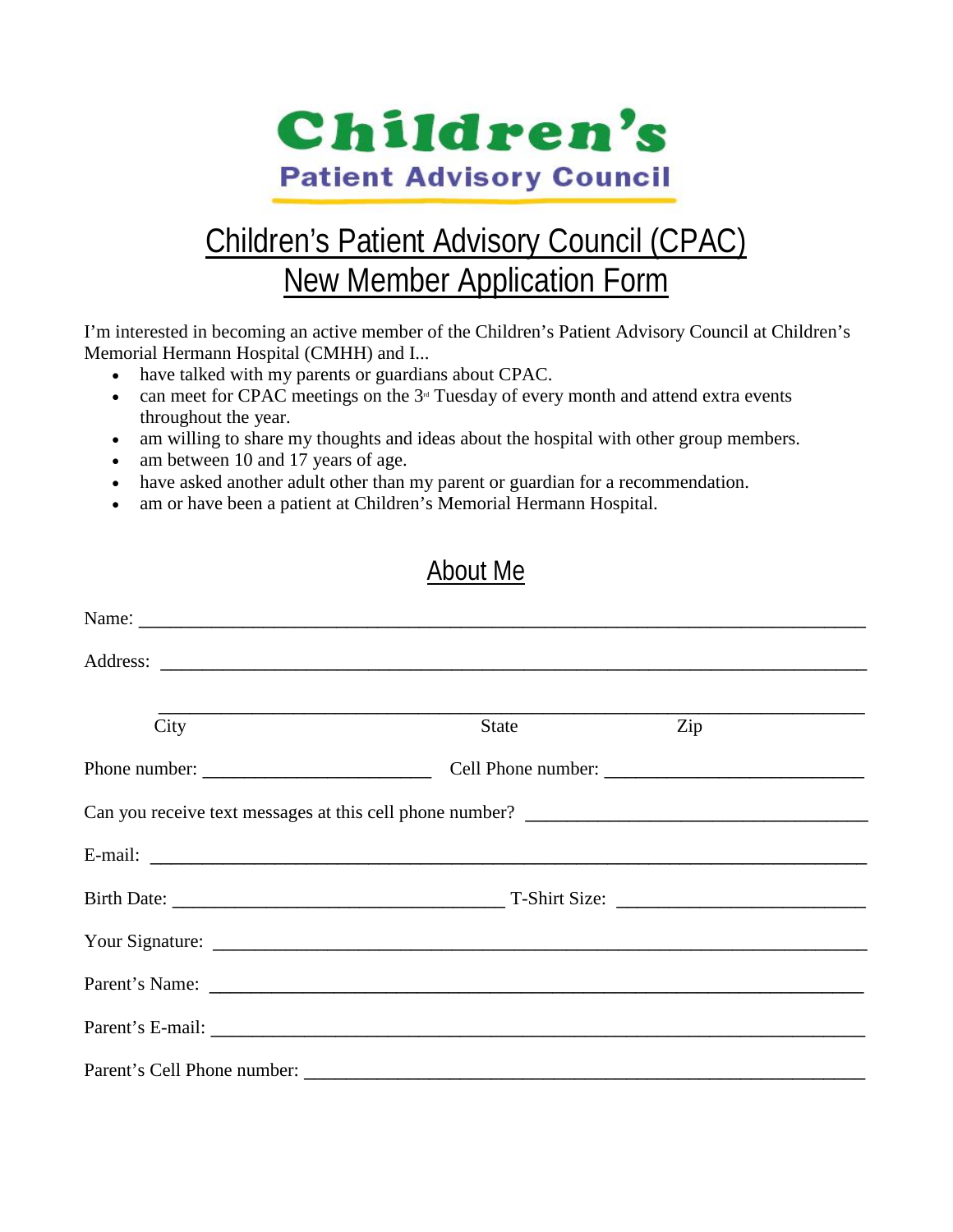**Children's**
**Patient Advisory Council**

# Children's Patient Advisory Council (CPAC) New Member Application Form

I'm interested in becoming an active member of the Children's Patient Advisory Council at Children's Memorial Hermann Hospital (CMHH) and I...

- have talked with my parents or guardians about CPAC.
- can meet for CPAC meetings on the 3rd Tuesday of every month and attend extra events throughout the year.
- am willing to share my thoughts and ideas about the hospital with other group members.
- am between 10 and 17 years of age.
- have asked another adult other than my parent or guardian for a recommendation.
- am or have been a patient at Children's Memorial Hermann Hospital.

## About Me

Name: ______________________________________________________________

Address: ____________________________________________________________

______________________________________________________________________
City                                        State                    Zip

Phone number: ______________________  Cell Phone number: ______________________

Can you receive text messages at this cell phone number? ____________________________

E-mail: _____________________________________________________________

Birth Date: ____________________________ T-Shirt Size: ______________________

Your Signature: _______________________________________________________

Parent's Name: ________________________________________________________

Parent's E-mail: _______________________________________________________

Parent's Cell Phone number: _____________________________________________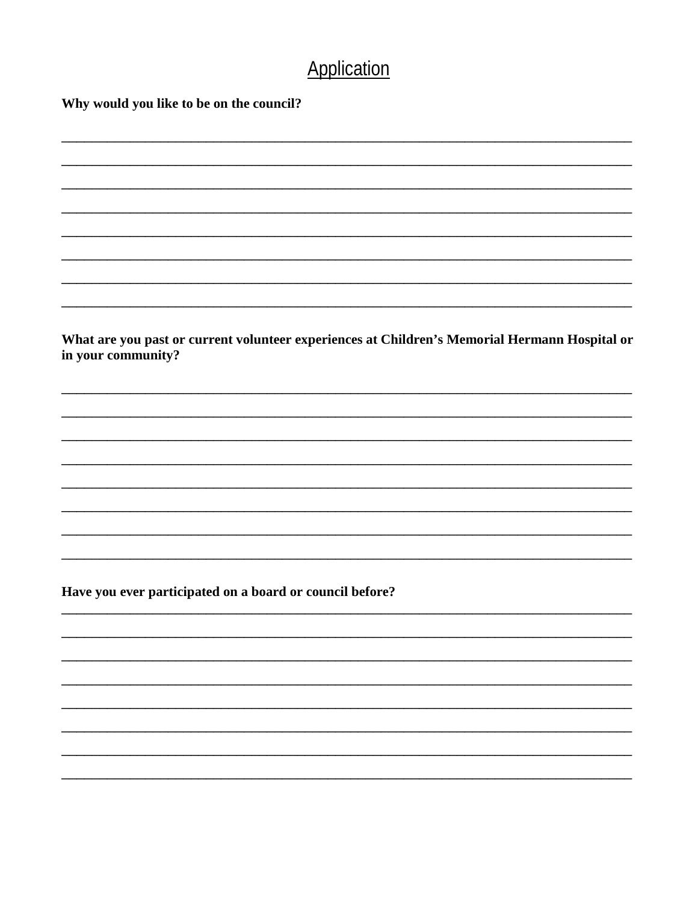# Application

**Why would you like to be on the council?**

\_\_\_\_\_\_\_\_\_\_\_\_\_\_\_\_\_\_\_\_\_\_\_\_\_\_\_\_\_\_\_\_\_\_\_\_\_\_\_\_\_\_\_\_\_\_\_\_\_\_\_\_\_\_\_\_\_\_\_\_\_\_\_\_\_\_\_\_\_\_\_\_\_\_\_\_\_\_

\_\_\_\_\_\_\_\_\_\_\_\_\_\_\_\_\_\_\_\_\_\_\_\_\_\_\_\_\_\_\_\_\_\_\_\_\_\_\_\_\_\_\_\_\_\_\_\_\_\_\_\_\_\_\_\_\_\_\_\_\_\_\_\_\_\_\_\_\_\_\_\_\_\_\_\_\_\_

\_\_\_\_\_\_\_\_\_\_\_\_\_\_\_\_\_\_\_\_\_\_\_\_\_\_\_\_\_\_\_\_\_\_\_\_\_\_\_\_\_\_\_\_\_\_\_\_\_\_\_\_\_\_\_\_\_\_\_\_\_\_\_\_\_\_\_\_\_\_\_\_\_\_\_\_\_\_

\_\_\_\_\_\_\_\_\_\_\_\_\_\_\_\_\_\_\_\_\_\_\_\_\_\_\_\_\_\_\_\_\_\_\_\_\_\_\_\_\_\_\_\_\_\_\_\_\_\_\_\_\_\_\_\_\_\_\_\_\_\_\_\_\_\_\_\_\_\_\_\_\_\_\_\_\_\_

\_\_\_\_\_\_\_\_\_\_\_\_\_\_\_\_\_\_\_\_\_\_\_\_\_\_\_\_\_\_\_\_\_\_\_\_\_\_\_\_\_\_\_\_\_\_\_\_\_\_\_\_\_\_\_\_\_\_\_\_\_\_\_\_\_\_\_\_\_\_\_\_\_\_\_\_\_\_

\_\_\_\_\_\_\_\_\_\_\_\_\_\_\_\_\_\_\_\_\_\_\_\_\_\_\_\_\_\_\_\_\_\_\_\_\_\_\_\_\_\_\_\_\_\_\_\_\_\_\_\_\_\_\_\_\_\_\_\_\_\_\_\_\_\_\_\_\_\_\_\_\_\_\_\_\_\_

\_\_\_\_\_\_\_\_\_\_\_\_\_\_\_\_\_\_\_\_\_\_\_\_\_\_\_\_\_\_\_\_\_\_\_\_\_\_\_\_\_\_\_\_\_\_\_\_\_\_\_\_\_\_\_\_\_\_\_\_\_\_\_\_\_\_\_\_\_\_\_\_\_\_\_\_\_\_

\_\_\_\_\_\_\_\_\_\_\_\_\_\_\_\_\_\_\_\_\_\_\_\_\_\_\_\_\_\_\_\_\_\_\_\_\_\_\_\_\_\_\_\_\_\_\_\_\_\_\_\_\_\_\_\_\_\_\_\_\_\_\_\_\_\_\_\_\_\_\_\_\_\_\_\_\_\_

**What are you past or current volunteer experiences at Children's Memorial Hermann Hospital or in your community?**

\_\_\_\_\_\_\_\_\_\_\_\_\_\_\_\_\_\_\_\_\_\_\_\_\_\_\_\_\_\_\_\_\_\_\_\_\_\_\_\_\_\_\_\_\_\_\_\_\_\_\_\_\_\_\_\_\_\_\_\_\_\_\_\_\_\_\_\_\_\_\_\_\_\_\_\_\_\_

\_\_\_\_\_\_\_\_\_\_\_\_\_\_\_\_\_\_\_\_\_\_\_\_\_\_\_\_\_\_\_\_\_\_\_\_\_\_\_\_\_\_\_\_\_\_\_\_\_\_\_\_\_\_\_\_\_\_\_\_\_\_\_\_\_\_\_\_\_\_\_\_\_\_\_\_\_\_

\_\_\_\_\_\_\_\_\_\_\_\_\_\_\_\_\_\_\_\_\_\_\_\_\_\_\_\_\_\_\_\_\_\_\_\_\_\_\_\_\_\_\_\_\_\_\_\_\_\_\_\_\_\_\_\_\_\_\_\_\_\_\_\_\_\_\_\_\_\_\_\_\_\_\_\_\_\_

\_\_\_\_\_\_\_\_\_\_\_\_\_\_\_\_\_\_\_\_\_\_\_\_\_\_\_\_\_\_\_\_\_\_\_\_\_\_\_\_\_\_\_\_\_\_\_\_\_\_\_\_\_\_\_\_\_\_\_\_\_\_\_\_\_\_\_\_\_\_\_\_\_\_\_\_\_\_

\_\_\_\_\_\_\_\_\_\_\_\_\_\_\_\_\_\_\_\_\_\_\_\_\_\_\_\_\_\_\_\_\_\_\_\_\_\_\_\_\_\_\_\_\_\_\_\_\_\_\_\_\_\_\_\_\_\_\_\_\_\_\_\_\_\_\_\_\_\_\_\_\_\_\_\_\_\_

\_\_\_\_\_\_\_\_\_\_\_\_\_\_\_\_\_\_\_\_\_\_\_\_\_\_\_\_\_\_\_\_\_\_\_\_\_\_\_\_\_\_\_\_\_\_\_\_\_\_\_\_\_\_\_\_\_\_\_\_\_\_\_\_\_\_\_\_\_\_\_\_\_\_\_\_\_\_

\_\_\_\_\_\_\_\_\_\_\_\_\_\_\_\_\_\_\_\_\_\_\_\_\_\_\_\_\_\_\_\_\_\_\_\_\_\_\_\_\_\_\_\_\_\_\_\_\_\_\_\_\_\_\_\_\_\_\_\_\_\_\_\_\_\_\_\_\_\_\_\_\_\_\_\_\_\_

\_\_\_\_\_\_\_\_\_\_\_\_\_\_\_\_\_\_\_\_\_\_\_\_\_\_\_\_\_\_\_\_\_\_\_\_\_\_\_\_\_\_\_\_\_\_\_\_\_\_\_\_\_\_\_\_\_\_\_\_\_\_\_\_\_\_\_\_\_\_\_\_\_\_\_\_\_\_

**Have you ever participated on a board or council before?**

\_\_\_\_\_\_\_\_\_\_\_\_\_\_\_\_\_\_\_\_\_\_\_\_\_\_\_\_\_\_\_\_\_\_\_\_\_\_\_\_\_\_\_\_\_\_\_\_\_\_\_\_\_\_\_\_\_\_\_\_\_\_\_\_\_\_\_\_\_\_\_\_\_\_\_\_\_\_

\_\_\_\_\_\_\_\_\_\_\_\_\_\_\_\_\_\_\_\_\_\_\_\_\_\_\_\_\_\_\_\_\_\_\_\_\_\_\_\_\_\_\_\_\_\_\_\_\_\_\_\_\_\_\_\_\_\_\_\_\_\_\_\_\_\_\_\_\_\_\_\_\_\_\_\_\_\_

\_\_\_\_\_\_\_\_\_\_\_\_\_\_\_\_\_\_\_\_\_\_\_\_\_\_\_\_\_\_\_\_\_\_\_\_\_\_\_\_\_\_\_\_\_\_\_\_\_\_\_\_\_\_\_\_\_\_\_\_\_\_\_\_\_\_\_\_\_\_\_\_\_\_\_\_\_\_

\_\_\_\_\_\_\_\_\_\_\_\_\_\_\_\_\_\_\_\_\_\_\_\_\_\_\_\_\_\_\_\_\_\_\_\_\_\_\_\_\_\_\_\_\_\_\_\_\_\_\_\_\_\_\_\_\_\_\_\_\_\_\_\_\_\_\_\_\_\_\_\_\_\_\_\_\_\_

\_\_\_\_\_\_\_\_\_\_\_\_\_\_\_\_\_\_\_\_\_\_\_\_\_\_\_\_\_\_\_\_\_\_\_\_\_\_\_\_\_\_\_\_\_\_\_\_\_\_\_\_\_\_\_\_\_\_\_\_\_\_\_\_\_\_\_\_\_\_\_\_\_\_\_\_\_\_

\_\_\_\_\_\_\_\_\_\_\_\_\_\_\_\_\_\_\_\_\_\_\_\_\_\_\_\_\_\_\_\_\_\_\_\_\_\_\_\_\_\_\_\_\_\_\_\_\_\_\_\_\_\_\_\_\_\_\_\_\_\_\_\_\_\_\_\_\_\_\_\_\_\_\_\_\_\_

\_\_\_\_\_\_\_\_\_\_\_\_\_\_\_\_\_\_\_\_\_\_\_\_\_\_\_\_\_\_\_\_\_\_\_\_\_\_\_\_\_\_\_\_\_\_\_\_\_\_\_\_\_\_\_\_\_\_\_\_\_\_\_\_\_\_\_\_\_\_\_\_\_\_\_\_\_\_

\_\_\_\_\_\_\_\_\_\_\_\_\_\_\_\_\_\_\_\_\_\_\_\_\_\_\_\_\_\_\_\_\_\_\_\_\_\_\_\_\_\_\_\_\_\_\_\_\_\_\_\_\_\_\_\_\_\_\_\_\_\_\_\_\_\_\_\_\_\_\_\_\_\_\_\_\_\_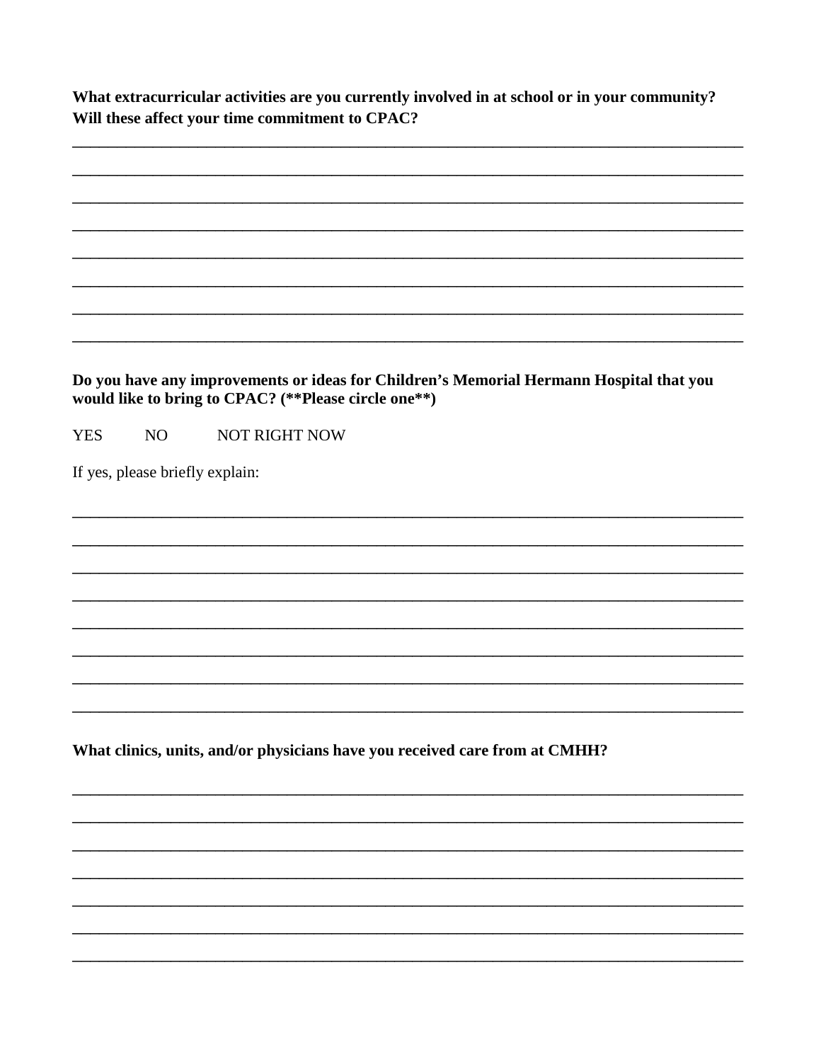**What extracurricular activities are you currently involved in at school or in your community? Will these affect your time commitment to CPAC?**

________________________________________________________________________________

________________________________________________________________________________

________________________________________________________________________________

________________________________________________________________________________

________________________________________________________________________________

________________________________________________________________________________

________________________________________________________________________________

________________________________________________________________________________

**Do you have any improvements or ideas for Children's Memorial Hermann Hospital that you would like to bring to CPAC? (**Please circle one**)**

YES NO NOT RIGHT NOW

If yes, please briefly explain:

________________________________________________________________________________

________________________________________________________________________________

________________________________________________________________________________

________________________________________________________________________________

________________________________________________________________________________

________________________________________________________________________________

________________________________________________________________________________

________________________________________________________________________________

**What clinics, units, and/or physicians have you received care from at CMHH?**

________________________________________________________________________________

________________________________________________________________________________

________________________________________________________________________________

________________________________________________________________________________

________________________________________________________________________________

________________________________________________________________________________

________________________________________________________________________________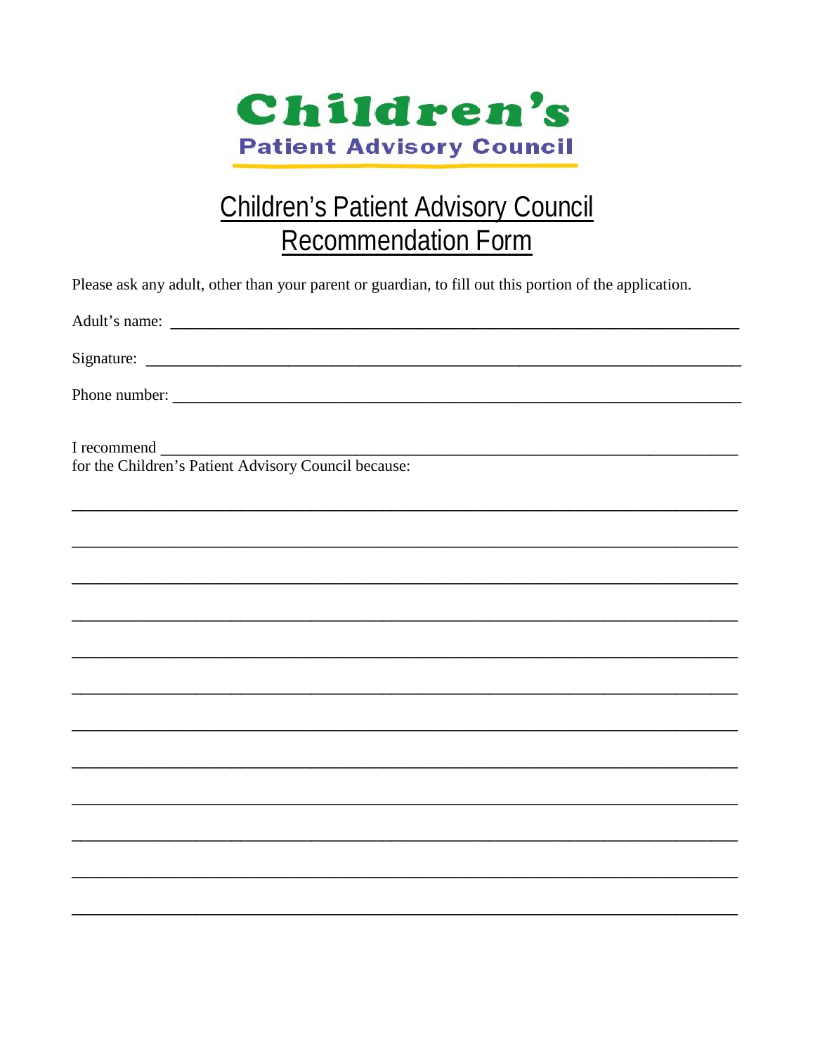**Children's**
**Patient Advisory Council**

# Children's Patient Advisory Council Recommendation Form

Please ask any adult, other than your parent or guardian, to fill out this portion of the application.

Adult's name: ___________________________________________________________________________

Signature: ______________________________________________________________________________

Phone number: __________________________________________________________________________

I recommend ____________________________________________________________________________
for the Children's Patient Advisory Council because:

_______________________________________________________________________________________

_______________________________________________________________________________________

_______________________________________________________________________________________

_______________________________________________________________________________________

_______________________________________________________________________________________

_______________________________________________________________________________________

_______________________________________________________________________________________

_______________________________________________________________________________________

_______________________________________________________________________________________

_______________________________________________________________________________________

_______________________________________________________________________________________

_______________________________________________________________________________________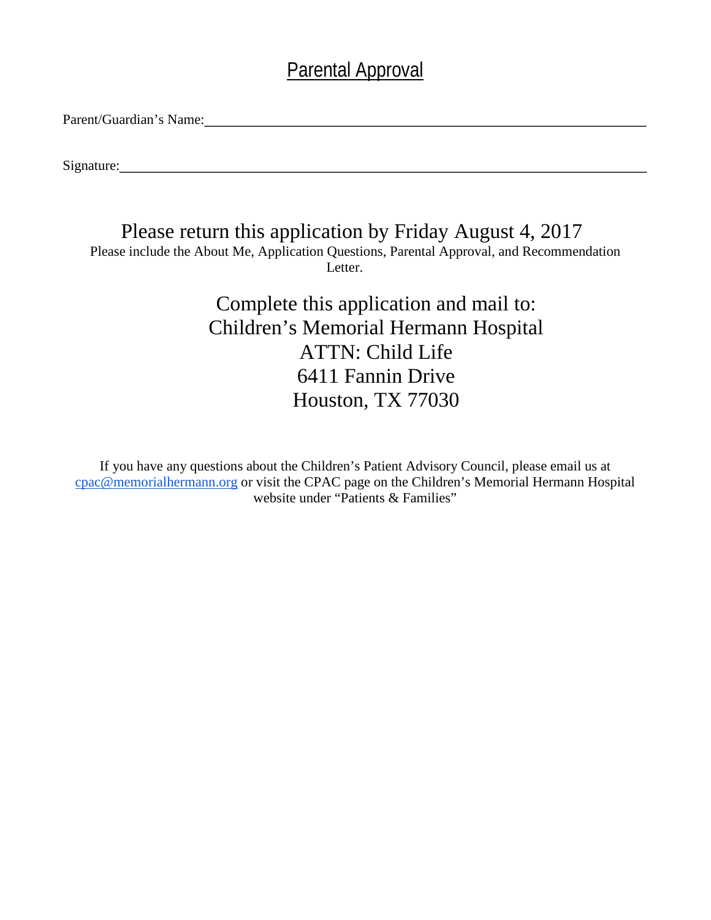## Parental Approval

Parent/Guardian's Name:_______________________________________________________________

Signature:____________________________________________________________________________

Please return this application by Friday August 4, 2017

Please include the About Me, Application Questions, Parental Approval, and Recommendation Letter.

Complete this application and mail to:
Children's Memorial Hermann Hospital
ATTN: Child Life
6411 Fannin Drive
Houston, TX 77030

If you have any questions about the Children's Patient Advisory Council, please email us at cpac@memorialhermann.org or visit the CPAC page on the Children's Memorial Hermann Hospital website under "Patients & Families"